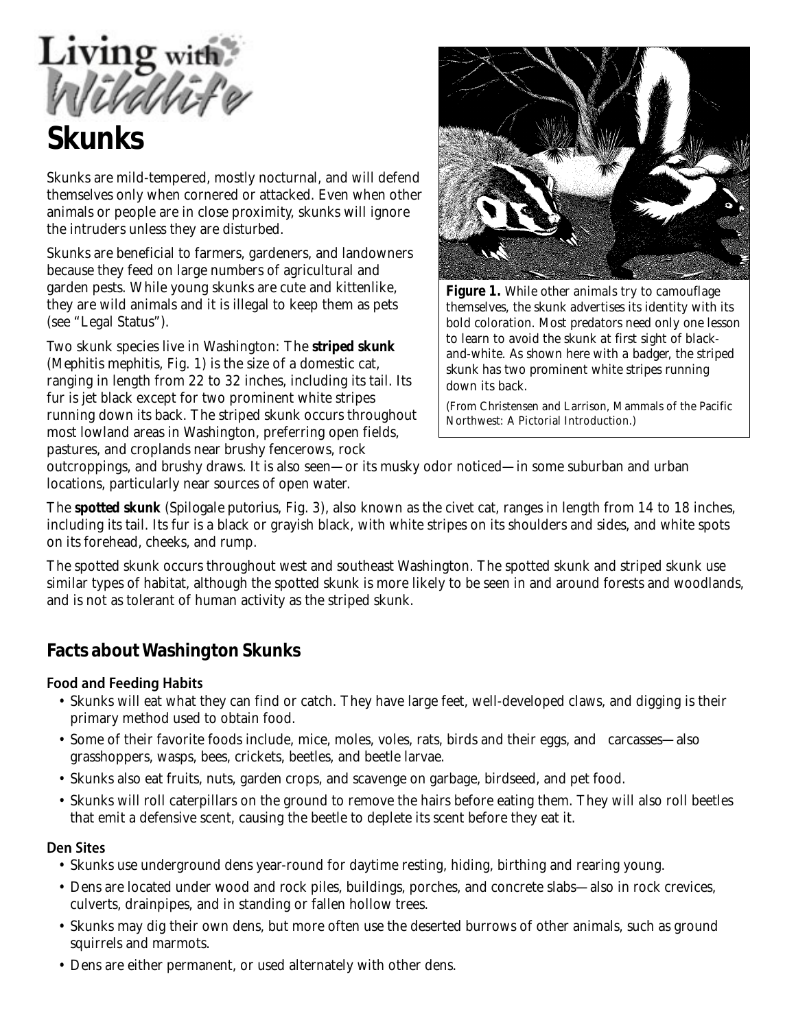# Living with Wildlife

# Skunks

Skunks are mild-tempered, mostly nocturnal, and will defend themselves only when cornered or attacked. Even when other animals or people are in close proximity, skunks will ignore the intruders unless they are disturbed.

Skunks are beneficial to farmers, gardeners, and landowners because they feed on large numbers of agricultural and garden pests. While young skunks are cute and kittenlike, they are wild animals and it is illegal to keep them as pets (see "Legal Status").

Two skunk species live in Washington: The **striped skunk** (Mephitis mephitis, Fig. 1) is the size of a domestic cat, ranging in length from 22 to 32 inches, including its tail. Its fur is jet black except for two prominent white stripes running down its back. The striped skunk occurs throughout most lowland areas in Washington, preferring open fields, pastures, and croplands near brushy fencerows, rock outcroppings, and brushy draws. It is also seen—or its musky odor noticed—in some suburban and urban locations, particularly near sources of open water.

**Figure 1.** While other animals try to camouflage themselves, the skunk advertises its identity with its bold coloration. Most predators need only one lesson to learn to avoid the skunk at first sight of black-and-white. As shown here with a badger, the striped skunk has two prominent white stripes running down its back.

(From Christensen and Larrison, *Mammals of the Pacific Northwest: A Pictorial Introduction.*)

The **spotted skunk** (Spilogale putorius, Fig. 3), also known as the civet cat, ranges in length from 14 to 18 inches, including its tail. Its fur is a black or grayish black, with white stripes on its shoulders and sides, and white spots on its forehead, cheeks, and rump.

The spotted skunk occurs throughout west and southeast Washington. The spotted skunk and striped skunk use similar types of habitat, although the spotted skunk is more likely to be seen in and around forests and woodlands, and is not as tolerant of human activity as the striped skunk.

## Facts about Washington Skunks

### Food and Feeding Habits

- Skunks will eat what they can find or catch. They have large feet, well-developed claws, and digging is their primary method used to obtain food.
- Some of their favorite foods include, mice, moles, voles, rats, birds and their eggs, and carcasses—also grasshoppers, wasps, bees, crickets, beetles, and beetle larvae.
- Skunks also eat fruits, nuts, garden crops, and scavenge on garbage, birdseed, and pet food.
- Skunks will roll caterpillars on the ground to remove the hairs before eating them. They will also roll beetles that emit a defensive scent, causing the beetle to deplete its scent before they eat it.

### Den Sites

- Skunks use underground dens year-round for daytime resting, hiding, birthing and rearing young.
- Dens are located under wood and rock piles, buildings, porches, and concrete slabs—also in rock crevices, culverts, drainpipes, and in standing or fallen hollow trees.
- Skunks may dig their own dens, but more often use the deserted burrows of other animals, such as ground squirrels and marmots.
- Dens are either permanent, or used alternately with other dens.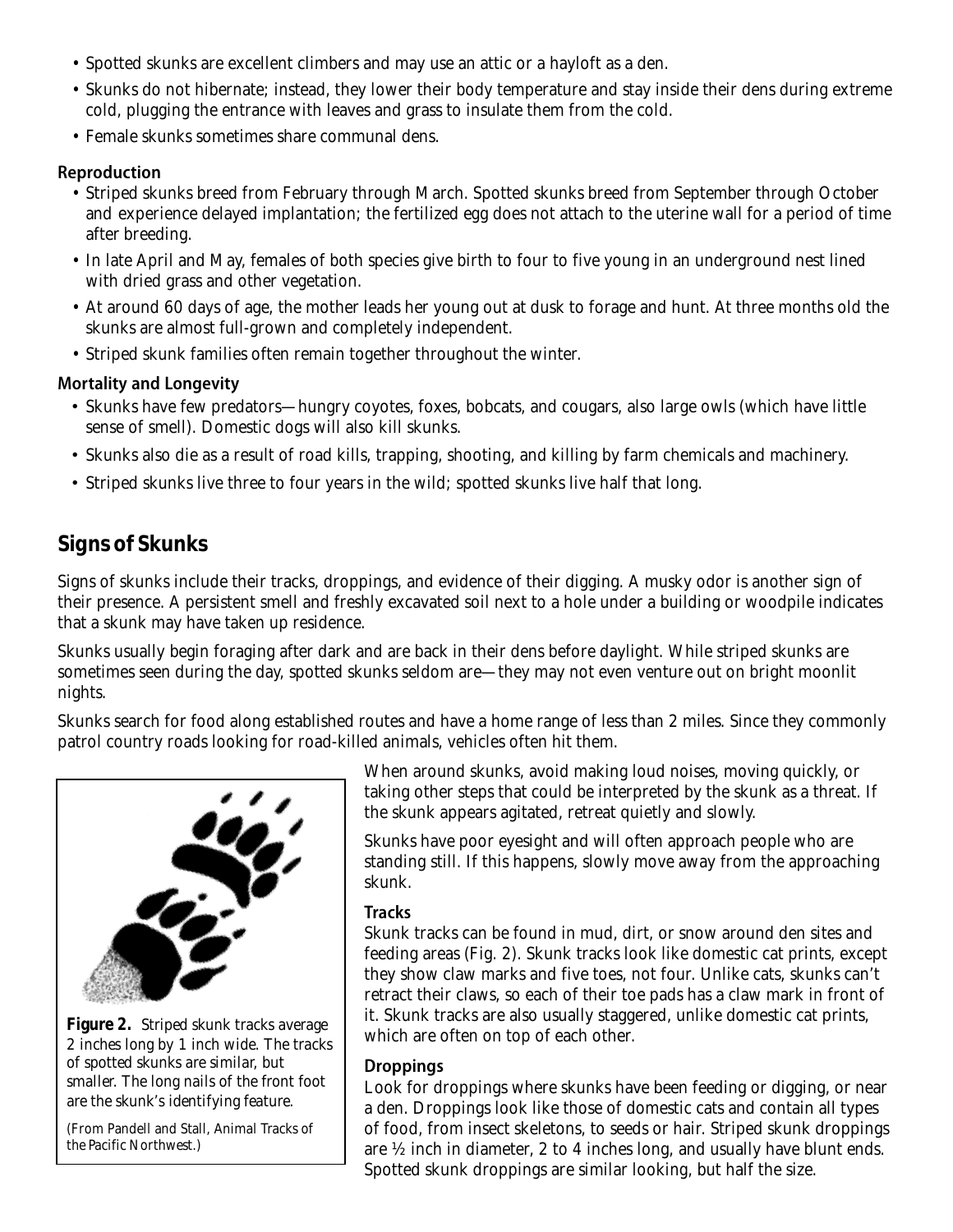- Spotted skunks are excellent climbers and may use an attic or a hayloft as a den.
- Skunks do not hibernate; instead, they lower their body temperature and stay inside their dens during extreme cold, plugging the entrance with leaves and grass to insulate them from the cold.
- Female skunks sometimes share communal dens.

### Reproduction

- Striped skunks breed from February through March. Spotted skunks breed from September through October and experience delayed implantation; the fertilized egg does not attach to the uterine wall for a period of time after breeding.
- In late April and May, females of both species give birth to four to five young in an underground nest lined with dried grass and other vegetation.
- At around 60 days of age, the mother leads her young out at dusk to forage and hunt. At three months old the skunks are almost full-grown and completely independent.
- Striped skunk families often remain together throughout the winter.

### Mortality and Longevity

- Skunks have few predators—hungry coyotes, foxes, bobcats, and cougars, also large owls (which have little sense of smell). Domestic dogs will also kill skunks.
- Skunks also die as a result of road kills, trapping, shooting, and killing by farm chemicals and machinery.
- Striped skunks live three to four years in the wild; spotted skunks live half that long.

## Signs of Skunks

Signs of skunks include their tracks, droppings, and evidence of their digging. A musky odor is another sign of their presence. A persistent smell and freshly excavated soil next to a hole under a building or woodpile indicates that a skunk may have taken up residence.

Skunks usually begin foraging after dark and are back in their dens before daylight. While striped skunks are sometimes seen during the day, spotted skunks seldom are—they may not even venture out on bright moonlit nights.

Skunks search for food along established routes and have a home range of less than 2 miles. Since they commonly patrol country roads looking for road-killed animals, vehicles often hit them.

When around skunks, avoid making loud noises, moving quickly, or taking other steps that could be interpreted by the skunk as a threat. If the skunk appears agitated, retreat quietly and slowly.

Skunks have poor eyesight and will often approach people who are standing still. If this happens, slowly move away from the approaching skunk.

**Figure 2.** Striped skunk tracks average 2 inches long by 1 inch wide. The tracks of spotted skunks are similar, but smaller. The long nails of the front foot are the skunk's identifying feature.

(From Pandell and Stall, *Animal Tracks of the Pacific Northwest.*)

### Tracks

Skunk tracks can be found in mud, dirt, or snow around den sites and feeding areas (Fig. 2). Skunk tracks look like domestic cat prints, except they show claw marks and five toes, not four. Unlike cats, skunks can't retract their claws, so each of their toe pads has a claw mark in front of it. Skunk tracks are also usually staggered, unlike domestic cat prints, which are often on top of each other.

### Droppings

Look for droppings where skunks have been feeding or digging, or near a den. Droppings look like those of domestic cats and contain all types of food, from insect skeletons, to seeds or hair. Striped skunk droppings are ½ inch in diameter, 2 to 4 inches long, and usually have blunt ends. Spotted skunk droppings are similar looking, but half the size.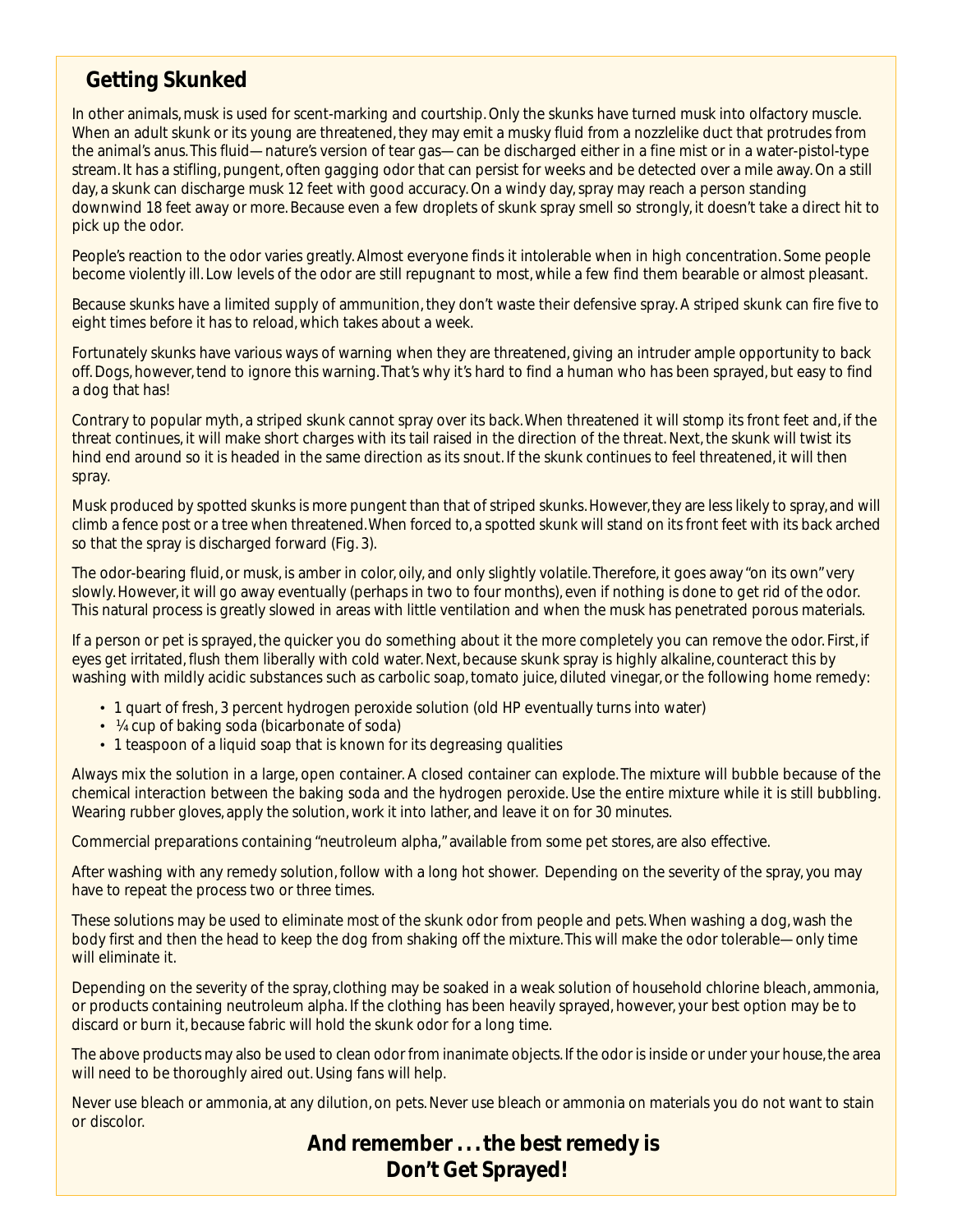## Getting Skunked

In other animals, musk is used for scent-marking and courtship. Only the skunks have turned musk into olfactory muscle. When an adult skunk or its young are threatened, they may emit a musky fluid from a nozzlelike duct that protrudes from the animal's anus. This fluid—nature's version of tear gas—can be discharged either in a fine mist or in a water-pistol-type stream. It has a stifling, pungent, often gagging odor that can persist for weeks and be detected over a mile away. On a still day, a skunk can discharge musk 12 feet with good accuracy. On a windy day, spray may reach a person standing downwind 18 feet away or more. Because even a few droplets of skunk spray smell so strongly, it doesn't take a direct hit to pick up the odor.

People's reaction to the odor varies greatly. Almost everyone finds it intolerable when in high concentration. Some people become violently ill. Low levels of the odor are still repugnant to most, while a few find them bearable or almost pleasant.

Because skunks have a limited supply of ammunition, they don't waste their defensive spray. A striped skunk can fire five to eight times before it has to reload, which takes about a week.

Fortunately skunks have various ways of warning when they are threatened, giving an intruder ample opportunity to back off. Dogs, however, tend to ignore this warning. That's why it's hard to find a human who has been sprayed, but easy to find a dog that has!

Contrary to popular myth, a striped skunk cannot spray over its back. When threatened it will stomp its front feet and, if the threat continues, it will make short charges with its tail raised in the direction of the threat. Next, the skunk will twist its hind end around so it is headed in the same direction as its snout. If the skunk continues to feel threatened, it will then spray.

Musk produced by spotted skunks is more pungent than that of striped skunks. However, they are less likely to spray, and will climb a fence post or a tree when threatened. When forced to, a spotted skunk will stand on its front feet with its back arched so that the spray is discharged forward (Fig. 3).

The odor-bearing fluid, or musk, is amber in color, oily, and only slightly volatile. Therefore, it goes away "on its own" very slowly. However, it will go away eventually (perhaps in two to four months), even if nothing is done to get rid of the odor. This natural process is greatly slowed in areas with little ventilation and when the musk has penetrated porous materials.

If a person or pet is sprayed, the quicker you do something about it the more completely you can remove the odor. First, if eyes get irritated, flush them liberally with cold water. Next, because skunk spray is highly alkaline, counteract this by washing with mildly acidic substances such as carbolic soap, tomato juice, diluted vinegar, or the following home remedy:

- 1 quart of fresh, 3 percent hydrogen peroxide solution (old HP eventually turns into water)
- ¼ cup of baking soda (bicarbonate of soda)
- 1 teaspoon of a liquid soap that is known for its degreasing qualities

Always mix the solution in a large, open container. A closed container can explode. The mixture will bubble because of the chemical interaction between the baking soda and the hydrogen peroxide. Use the entire mixture while it is still bubbling. Wearing rubber gloves, apply the solution, work it into lather, and leave it on for 30 minutes.

Commercial preparations containing "neutroleum alpha," available from some pet stores, are also effective.

After washing with any remedy solution, follow with a long hot shower. Depending on the severity of the spray, you may have to repeat the process two or three times.

These solutions may be used to eliminate most of the skunk odor from people and pets. When washing a dog, wash the body first and then the head to keep the dog from shaking off the mixture. This will make the odor tolerable—only time will eliminate it.

Depending on the severity of the spray, clothing may be soaked in a weak solution of household chlorine bleach, ammonia, or products containing neutroleum alpha. If the clothing has been heavily sprayed, however, your best option may be to discard or burn it, because fabric will hold the skunk odor for a long time.

The above products may also be used to clean odor from inanimate objects. If the odor is inside or under your house, the area will need to be thoroughly aired out. Using fans will help.

Never use bleach or ammonia, at any dilution, on pets. Never use bleach or ammonia on materials you do not want to stain or discolor.

**And remember . . . the best remedy is**
**Don't Get Sprayed!**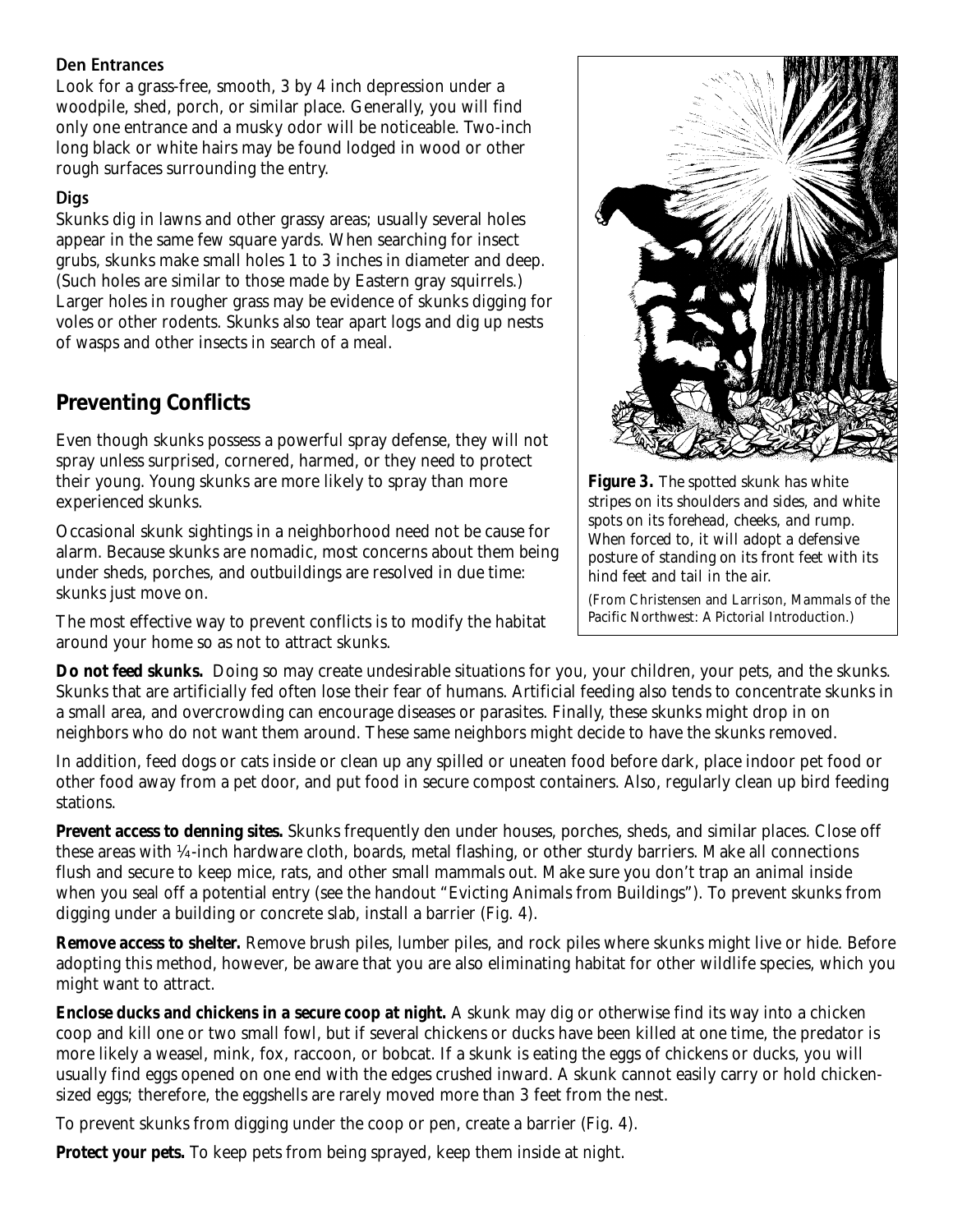### Den Entrances

Look for a grass-free, smooth, 3 by 4 inch depression under a woodpile, shed, porch, or similar place. Generally, you will find only one entrance and a musky odor will be noticeable. Two-inch long black or white hairs may be found lodged in wood or other rough surfaces surrounding the entry.

### Digs

Skunks dig in lawns and other grassy areas; usually several holes appear in the same few square yards. When searching for insect grubs, skunks make small holes 1 to 3 inches in diameter and deep. (Such holes are similar to those made by Eastern gray squirrels.) Larger holes in rougher grass may be evidence of skunks digging for voles or other rodents. Skunks also tear apart logs and dig up nests of wasps and other insects in search of a meal.

## Preventing Conflicts

Even though skunks possess a powerful spray defense, they will not spray unless surprised, cornered, harmed, or they need to protect their young. Young skunks are more likely to spray than more experienced skunks.

Occasional skunk sightings in a neighborhood need not be cause for alarm. Because skunks are nomadic, most concerns about them being under sheds, porches, and outbuildings are resolved in due time: skunks just move on.

The most effective way to prevent conflicts is to modify the habitat around your home so as not to attract skunks.

**Figure 3.** The spotted skunk has white stripes on its shoulders and sides, and white spots on its forehead, cheeks, and rump. When forced to, it will adopt a defensive posture of standing on its front feet with its hind feet and tail in the air.

*(From Christensen and Larrison, Mammals of the Pacific Northwest: A Pictorial Introduction.)*

**Do not feed skunks.** Doing so may create undesirable situations for you, your children, your pets, and the skunks. Skunks that are artificially fed often lose their fear of humans. Artificial feeding also tends to concentrate skunks in a small area, and overcrowding can encourage diseases or parasites. Finally, these skunks might drop in on neighbors who do not want them around. These same neighbors might decide to have the skunks removed.

In addition, feed dogs or cats inside or clean up any spilled or uneaten food before dark, place indoor pet food or other food away from a pet door, and put food in secure compost containers. Also, regularly clean up bird feeding stations.

**Prevent access to denning sites.** Skunks frequently den under houses, porches, sheds, and similar places. Close off these areas with ¼-inch hardware cloth, boards, metal flashing, or other sturdy barriers. Make all connections flush and secure to keep mice, rats, and other small mammals out. Make sure you don't trap an animal inside when you seal off a potential entry (see the handout "Evicting Animals from Buildings"). To prevent skunks from digging under a building or concrete slab, install a barrier (Fig. 4).

**Remove access to shelter.** Remove brush piles, lumber piles, and rock piles where skunks might live or hide. Before adopting this method, however, be aware that you are also eliminating habitat for other wildlife species, which you might want to attract.

**Enclose ducks and chickens in a secure coop at night.** A skunk may dig or otherwise find its way into a chicken coop and kill one or two small fowl, but if several chickens or ducks have been killed at one time, the predator is more likely a weasel, mink, fox, raccoon, or bobcat. If a skunk is eating the eggs of chickens or ducks, you will usually find eggs opened on one end with the edges crushed inward. A skunk cannot easily carry or hold chicken-sized eggs; therefore, the eggshells are rarely moved more than 3 feet from the nest.

To prevent skunks from digging under the coop or pen, create a barrier (Fig. 4).

**Protect your pets.** To keep pets from being sprayed, keep them inside at night.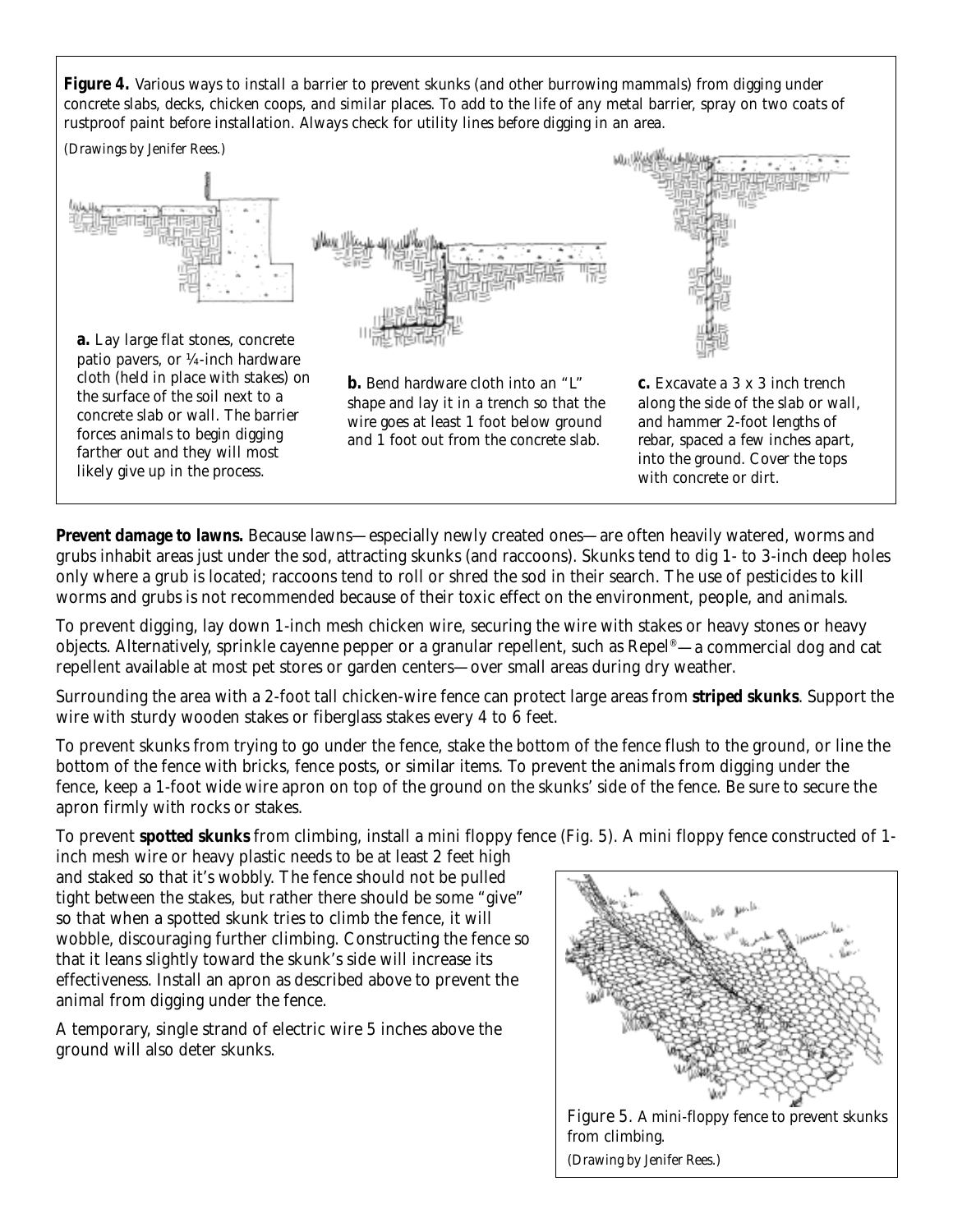**Figure 4.** Various ways to install a barrier to prevent skunks (and other burrowing mammals) from digging under concrete slabs, decks, chicken coops, and similar places. To add to the life of any metal barrier, spray on two coats of rustproof paint before installation. Always check for utility lines before digging in an area.

*(Drawings by Jenifer Rees.)*

**a.** Lay large flat stones, concrete patio pavers, or ¼-inch hardware cloth (held in place with stakes) on the surface of the soil next to a concrete slab or wall. The barrier forces animals to begin digging farther out and they will most likely give up in the process.

**b.** Bend hardware cloth into an "L" shape and lay it in a trench so that the wire goes at least 1 foot below ground and 1 foot out from the concrete slab.

**c.** Excavate a 3 x 3 inch trench along the side of the slab or wall, and hammer 2-foot lengths of rebar, spaced a few inches apart, into the ground. Cover the tops with concrete or dirt.

**Prevent damage to lawns.** Because lawns—especially newly created ones—are often heavily watered, worms and grubs inhabit areas just under the sod, attracting skunks (and raccoons). Skunks tend to dig 1- to 3-inch deep holes only where a grub is located; raccoons tend to roll or shred the sod in their search. The use of pesticides to kill worms and grubs is not recommended because of their toxic effect on the environment, people, and animals.

To prevent digging, lay down 1-inch mesh chicken wire, securing the wire with stakes or heavy stones or heavy objects. Alternatively, sprinkle cayenne pepper or a granular repellent, such as Repel®—a commercial dog and cat repellent available at most pet stores or garden centers—over small areas during dry weather.

Surrounding the area with a 2-foot tall chicken-wire fence can protect large areas from **striped skunks**. Support the wire with sturdy wooden stakes or fiberglass stakes every 4 to 6 feet.

To prevent skunks from trying to go under the fence, stake the bottom of the fence flush to the ground, or line the bottom of the fence with bricks, fence posts, or similar items. To prevent the animals from digging under the fence, keep a 1-foot wide wire apron on top of the ground on the skunks' side of the fence. Be sure to secure the apron firmly with rocks or stakes.

To prevent **spotted skunks** from climbing, install a mini floppy fence (Fig. 5). A mini floppy fence constructed of 1-inch mesh wire or heavy plastic needs to be at least 2 feet high and staked so that it's wobbly. The fence should not be pulled tight between the stakes, but rather there should be some "give" so that when a spotted skunk tries to climb the fence, it will wobble, discouraging further climbing. Constructing the fence so that it leans slightly toward the skunk's side will increase its effectiveness. Install an apron as described above to prevent the animal from digging under the fence.

A temporary, single strand of electric wire 5 inches above the ground will also deter skunks.

Figure 5. A mini-floppy fence to prevent skunks from climbing.

*(Drawing by Jenifer Rees.)*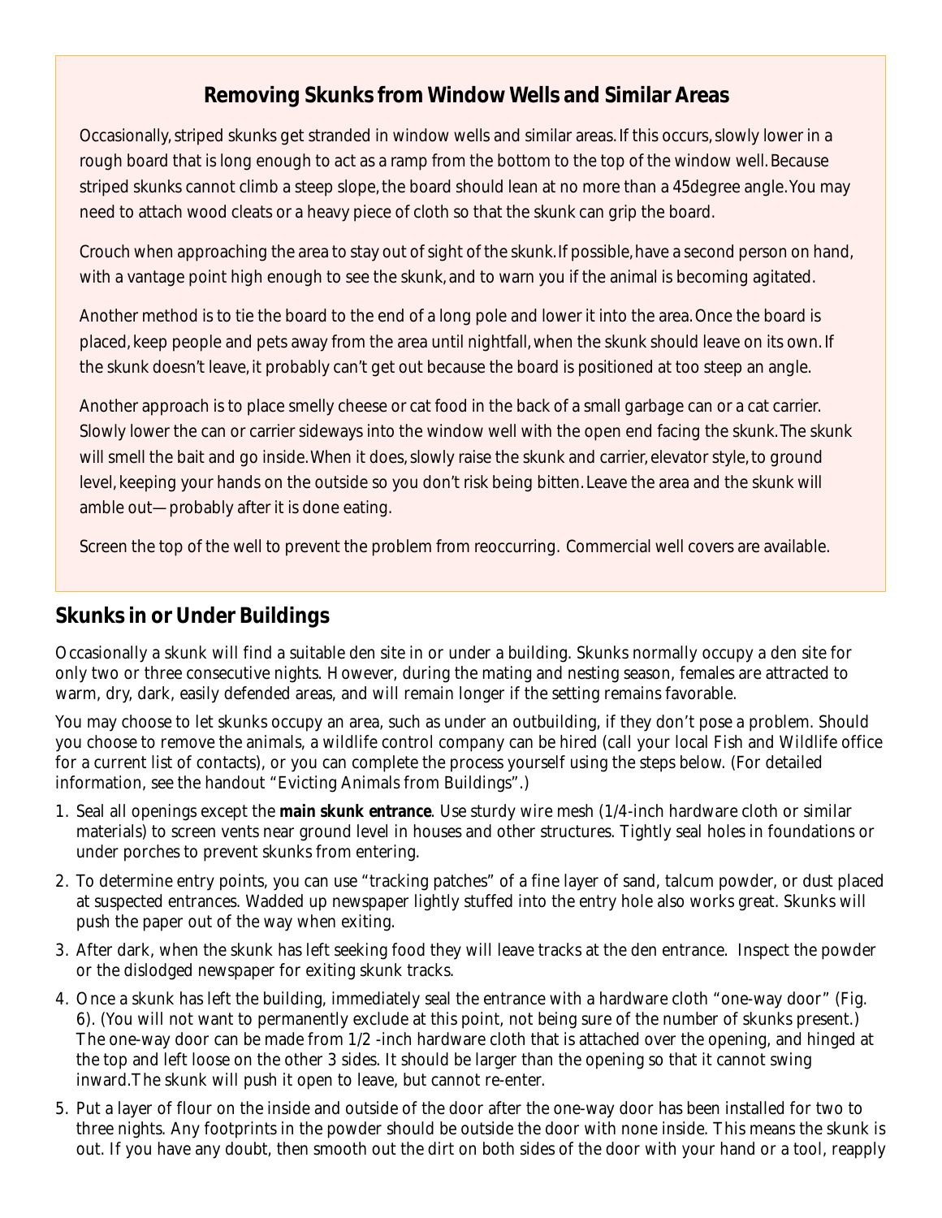## Removing Skunks from Window Wells and Similar Areas

Occasionally, striped skunks get stranded in window wells and similar areas. If this occurs, slowly lower in a rough board that is long enough to act as a ramp from the bottom to the top of the window well. Because striped skunks cannot climb a steep slope, the board should lean at no more than a 45degree angle. You may need to attach wood cleats or a heavy piece of cloth so that the skunk can grip the board.

Crouch when approaching the area to stay out of sight of the skunk. If possible, have a second person on hand, with a vantage point high enough to see the skunk, and to warn you if the animal is becoming agitated.

Another method is to tie the board to the end of a long pole and lower it into the area. Once the board is placed, keep people and pets away from the area until nightfall, when the skunk should leave on its own. If the skunk doesn't leave, it probably can't get out because the board is positioned at too steep an angle.

Another approach is to place smelly cheese or cat food in the back of a small garbage can or a cat carrier. Slowly lower the can or carrier sideways into the window well with the open end facing the skunk. The skunk will smell the bait and go inside. When it does, slowly raise the skunk and carrier, elevator style, to ground level, keeping your hands on the outside so you don't risk being bitten. Leave the area and the skunk will amble out—probably after it is done eating.

Screen the top of the well to prevent the problem from reoccurring. Commercial well covers are available.

## Skunks in or Under Buildings

Occasionally a skunk will find a suitable den site in or under a building. Skunks normally occupy a den site for only two or three consecutive nights. However, during the mating and nesting season, females are attracted to warm, dry, dark, easily defended areas, and will remain longer if the setting remains favorable.

You may choose to let skunks occupy an area, such as under an outbuilding, if they don't pose a problem. Should you choose to remove the animals, a wildlife control company can be hired (call your local Fish and Wildlife office for a current list of contacts), or you can complete the process yourself using the steps below. (For detailed information, see the handout "Evicting Animals from Buildings".)

1. Seal all openings except the **main skunk entrance**. Use sturdy wire mesh (1/4-inch hardware cloth or similar materials) to screen vents near ground level in houses and other structures. Tightly seal holes in foundations or under porches to prevent skunks from entering.
2. To determine entry points, you can use "tracking patches" of a fine layer of sand, talcum powder, or dust placed at suspected entrances. Wadded up newspaper lightly stuffed into the entry hole also works great. Skunks will push the paper out of the way when exiting.
3. After dark, when the skunk has left seeking food they will leave tracks at the den entrance. Inspect the powder or the dislodged newspaper for exiting skunk tracks.
4. Once a skunk has left the building, immediately seal the entrance with a hardware cloth "one-way door" (Fig. 6). (You will not want to permanently exclude at this point, not being sure of the number of skunks present.) The one-way door can be made from 1/2 -inch hardware cloth that is attached over the opening, and hinged at the top and left loose on the other 3 sides. It should be larger than the opening so that it cannot swing inward. The skunk will push it open to leave, but cannot re-enter.
5. Put a layer of flour on the inside and outside of the door after the one-way door has been installed for two to three nights. Any footprints in the powder should be outside the door with none inside. This means the skunk is out. If you have any doubt, then smooth out the dirt on both sides of the door with your hand or a tool, reapply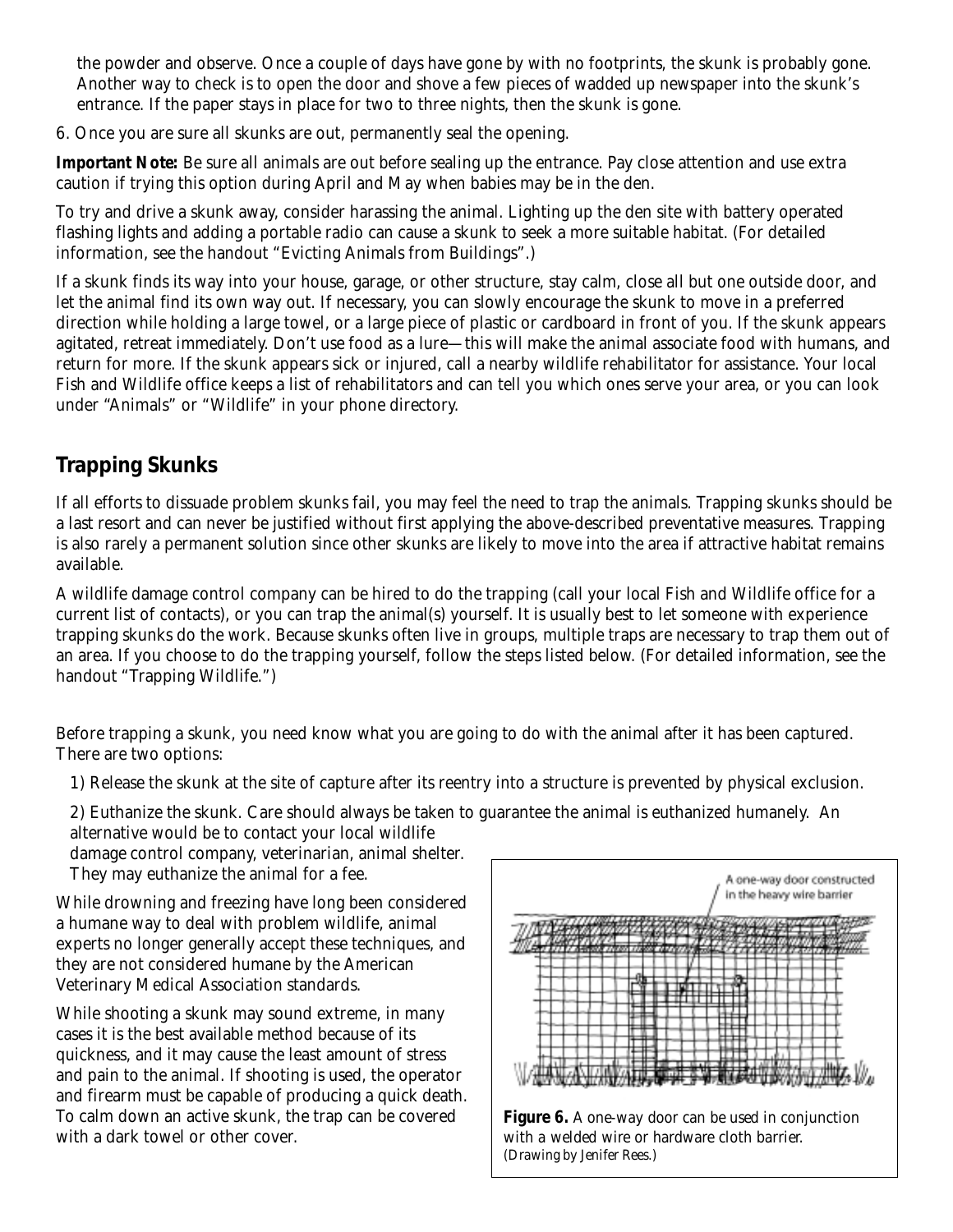the powder and observe. Once a couple of days have gone by with no footprints, the skunk is probably gone. Another way to check is to open the door and shove a few pieces of wadded up newspaper into the skunk's entrance. If the paper stays in place for two to three nights, then the skunk is gone.

6. Once you are sure all skunks are out, permanently seal the opening.

**Important Note:** Be sure all animals are out before sealing up the entrance. Pay close attention and use extra caution if trying this option during April and May when babies may be in the den.

To try and drive a skunk away, consider harassing the animal. Lighting up the den site with battery operated flashing lights and adding a portable radio can cause a skunk to seek a more suitable habitat. (For detailed information, see the handout "Evicting Animals from Buildings".)

If a skunk finds its way into your house, garage, or other structure, stay calm, close all but one outside door, and let the animal find its own way out. If necessary, you can slowly encourage the skunk to move in a preferred direction while holding a large towel, or a large piece of plastic or cardboard in front of you. If the skunk appears agitated, retreat immediately. Don't use food as a lure—this will make the animal associate food with humans, and return for more. If the skunk appears sick or injured, call a nearby wildlife rehabilitator for assistance. Your local Fish and Wildlife office keeps a list of rehabilitators and can tell you which ones serve your area, or you can look under "Animals" or "Wildlife" in your phone directory.

## Trapping Skunks

If all efforts to dissuade problem skunks fail, you may feel the need to trap the animals. Trapping skunks should be a last resort and can never be justified without first applying the above-described preventative measures. Trapping is also rarely a permanent solution since other skunks are likely to move into the area if attractive habitat remains available.

A wildlife damage control company can be hired to do the trapping (call your local Fish and Wildlife office for a current list of contacts), or you can trap the animal(s) yourself. It is usually best to let someone with experience trapping skunks do the work. Because skunks often live in groups, multiple traps are necessary to trap them out of an area. If you choose to do the trapping yourself, follow the steps listed below. (For detailed information, see the handout "Trapping Wildlife.")

Before trapping a skunk, you need know what you are going to do with the animal after it has been captured. There are two options:

1) Release the skunk at the site of capture after its reentry into a structure is prevented by physical exclusion.

2) Euthanize the skunk. Care should always be taken to guarantee the animal is euthanized humanely. An alternative would be to contact your local wildlife damage control company, veterinarian, animal shelter. They may euthanize the animal for a fee.

While drowning and freezing have long been considered a humane way to deal with problem wildlife, animal experts no longer generally accept these techniques, and they are not considered humane by the American Veterinary Medical Association standards.

While shooting a skunk may sound extreme, in many cases it is the best available method because of its quickness, and it may cause the least amount of stress and pain to the animal. If shooting is used, the operator and firearm must be capable of producing a quick death. To calm down an active skunk, the trap can be covered with a dark towel or other cover.

A one-way door constructed in the heavy wire barrier

**Figure 6.** A one-way door can be used in conjunction with a welded wire or hardware cloth barrier. *(Drawing by Jenifer Rees.)*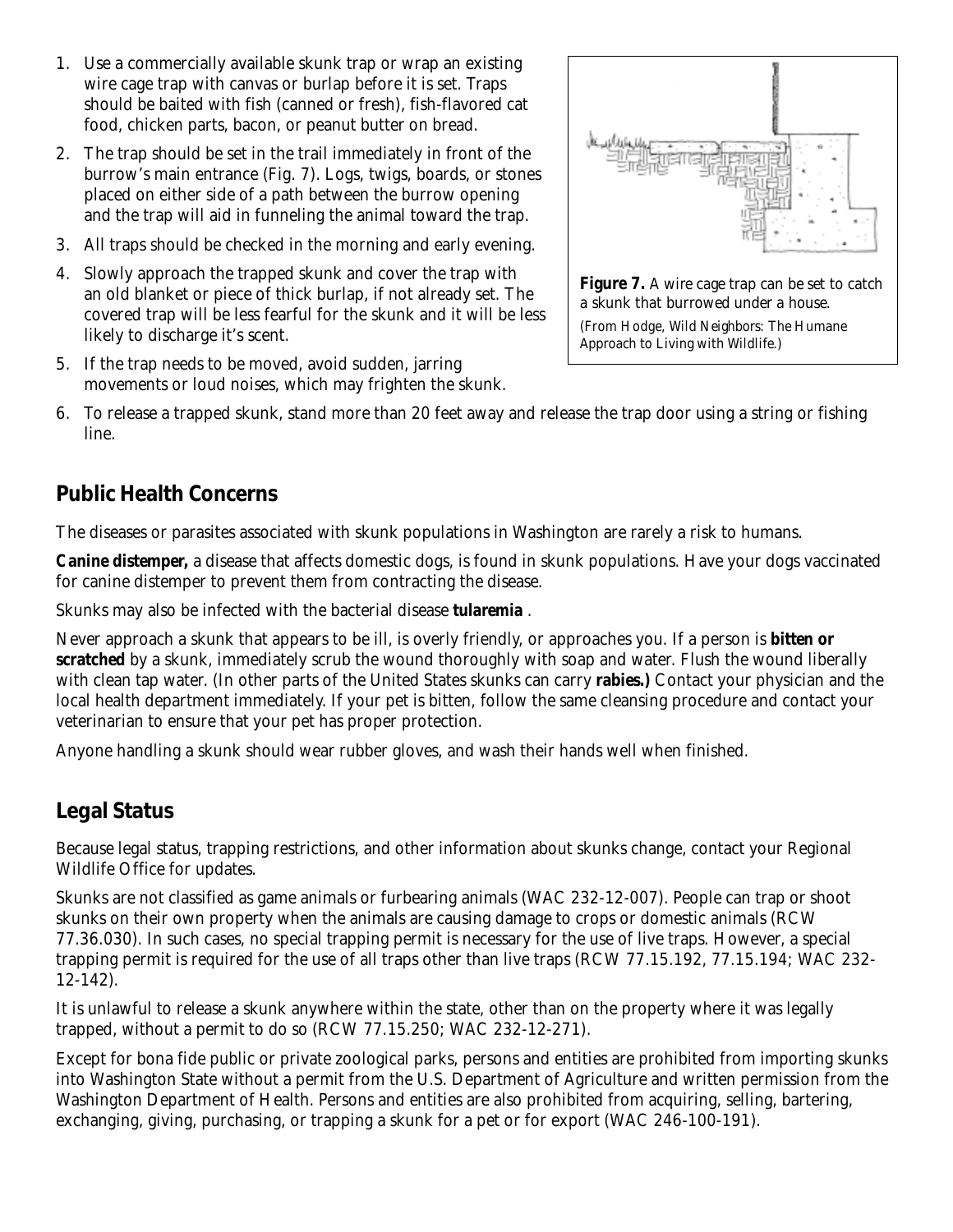1. Use a commercially available skunk trap or wrap an existing wire cage trap with canvas or burlap before it is set. Traps should be baited with fish (canned or fresh), fish-flavored cat food, chicken parts, bacon, or peanut butter on bread.
2. The trap should be set in the trail immediately in front of the burrow's main entrance (Fig. 7). Logs, twigs, boards, or stones placed on either side of a path between the burrow opening and the trap will aid in funneling the animal toward the trap.
3. All traps should be checked in the morning and early evening.
4. Slowly approach the trapped skunk and cover the trap with an old blanket or piece of thick burlap, if not already set. The covered trap will be less fearful for the skunk and it will be less likely to discharge it's scent.
5. If the trap needs to be moved, avoid sudden, jarring movements or loud noises, which may frighten the skunk.
6. To release a trapped skunk, stand more than 20 feet away and release the trap door using a string or fishing line.

**Figure 7.** A wire cage trap can be set to catch a skunk that burrowed under a house.
*(From Hodge, Wild Neighbors: The Humane Approach to Living with Wildlife.)*

## Public Health Concerns

The diseases or parasites associated with skunk populations in Washington are rarely a risk to humans.

**Canine distemper,** a disease that affects domestic dogs, is found in skunk populations. Have your dogs vaccinated for canine distemper to prevent them from contracting the disease.

Skunks may also be infected with the bacterial disease **tularemia** .

Never approach a skunk that appears to be ill, is overly friendly, or approaches you. If a person is **bitten or scratched** by a skunk, immediately scrub the wound thoroughly with soap and water. Flush the wound liberally with clean tap water. (In other parts of the United States skunks can carry **rabies.)** Contact your physician and the local health department immediately. If your pet is bitten, follow the same cleansing procedure and contact your veterinarian to ensure that your pet has proper protection.

Anyone handling a skunk should wear rubber gloves, and wash their hands well when finished.

## Legal Status

Because legal status, trapping restrictions, and other information about skunks change, contact your Regional Wildlife Office for updates.

Skunks are not classified as game animals or furbearing animals (WAC 232-12-007). People can trap or shoot skunks on their own property when the animals are causing damage to crops or domestic animals (RCW 77.36.030). In such cases, no special trapping permit is necessary for the use of live traps. However, a special trapping permit is required for the use of all traps other than live traps (RCW 77.15.192, 77.15.194; WAC 232-12-142).

It is unlawful to release a skunk anywhere within the state, other than on the property where it was legally trapped, without a permit to do so (RCW 77.15.250; WAC 232-12-271).

Except for bona fide public or private zoological parks, persons and entities are prohibited from importing skunks into Washington State without a permit from the U.S. Department of Agriculture and written permission from the Washington Department of Health. Persons and entities are also prohibited from acquiring, selling, bartering, exchanging, giving, purchasing, or trapping a skunk for a pet or for export (WAC 246-100-191).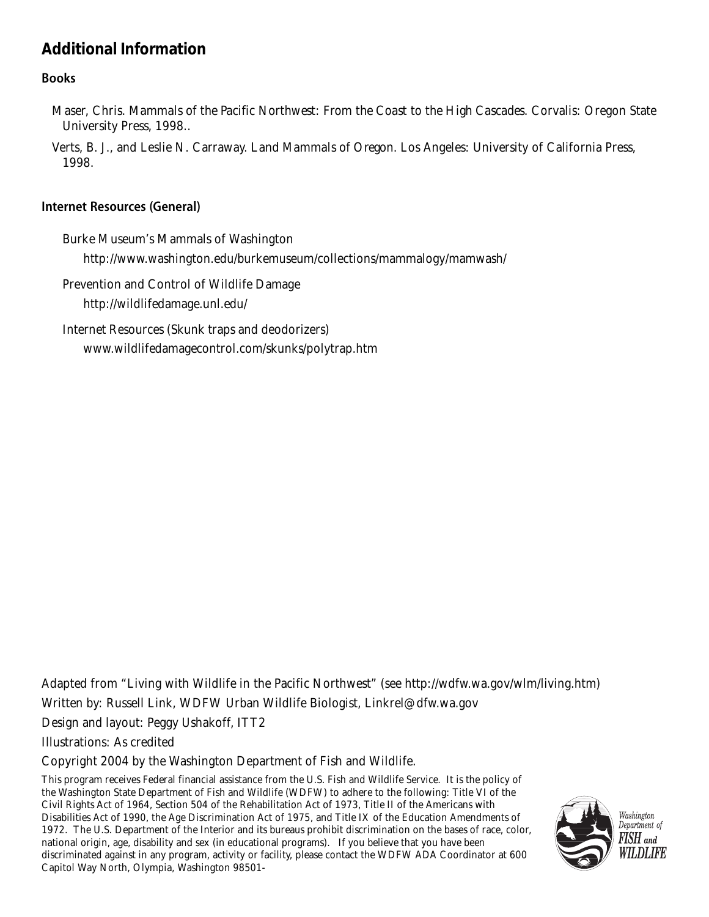## Additional Information

### Books

Maser, Chris. *Mammals of the Pacific Northwest: From the Coast to the High Cascades.* Corvalis: Oregon State University Press, 1998..

Verts, B. J., and Leslie N. Carraway. *Land Mammals of Oregon.* Los Angeles: University of California Press, 1998.

### Internet Resources (General)

Burke Museum's Mammals of Washington
http://www.washington.edu/burkemuseum/collections/mammalogy/mamwash/

Prevention and Control of Wildlife Damage
http://wildlifedamage.unl.edu/

Internet Resources (Skunk traps and deodorizers)
www.wildlifedamagecontrol.com/skunks/polytrap.htm

Adapted from "Living with Wildlife in the Pacific Northwest" (see http://wdfw.wa.gov/wlm/living.htm)

Written by: Russell Link, WDFW Urban Wildlife Biologist, Linkrel@dfw.wa.gov

Design and layout: Peggy Ushakoff, ITT2

Illustrations: As credited

Copyright 2004 by the Washington Department of Fish and Wildlife.

This program receives Federal financial assistance from the U.S. Fish and Wildlife Service. It is the policy of the Washington State Department of Fish and Wildlife (WDFW) to adhere to the following: Title VI of the Civil Rights Act of 1964, Section 504 of the Rehabilitation Act of 1973, Title II of the Americans with Disabilities Act of 1990, the Age Discrimination Act of 1975, and Title IX of the Education Amendments of 1972. The U.S. Department of the Interior and its bureaus prohibit discrimination on the bases of race, color, national origin, age, disability and sex (in educational programs). If you believe that you have been discriminated against in any program, activity or facility, please contact the WDFW ADA Coordinator at 600 Capitol Way North, Olympia, Washington 98501-

Washington Department of FISH and WILDLIFE